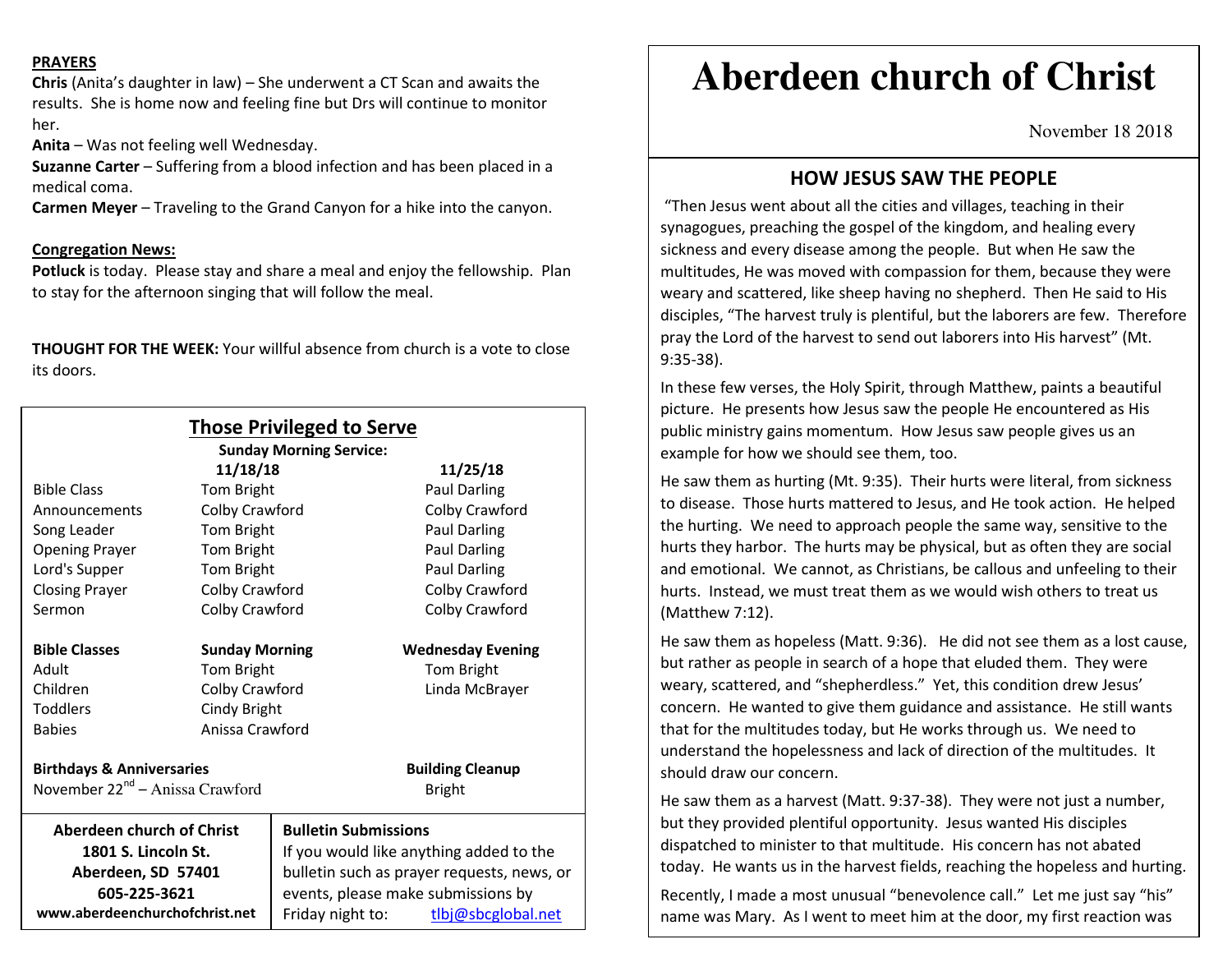**PRAYERS**

**Chris** (Anita's daughter in law) – She underwent a CT Scan and awaits the results. She is home now and feeling fine but Drs will continue to monitor her.

**Anita** – Was not feeling well Wednesday.

**Suzanne Carter** – Suffering from a blood infection and has been placed in a medical coma.

**Carmen Meyer** – Traveling to the Grand Canyon for a hike into the canyon.

**Congregation News:**

**Potluck** is today. Please stay and share a meal and enjoy the fellowship. Plan to stay for the afternoon singing that will follow the meal.

**THOUGHT FOR THE WEEK:** Your willful absence from church is a vote to close its doors.

## Those Privileged to Serve

**Sunday Morning Service:**

| | 11/18/18 | 11/25/18 |
|---|---|---|
| Bible Class | Tom Bright | Paul Darling |
| Announcements | Colby Crawford | Colby Crawford |
| Song Leader | Tom Bright | Paul Darling |
| Opening Prayer | Tom Bright | Paul Darling |
| Lord's Supper | Tom Bright | Paul Darling |
| Closing Prayer | Colby Crawford | Colby Crawford |
| Sermon | Colby Crawford | Colby Crawford |

| **Bible Classes** | **Sunday Morning** | **Wednesday Evening** |
|---|---|---|
| Adult | Tom Bright | Tom Bright |
| Children | Colby Crawford | Linda McBrayer |
| Toddlers | Cindy Bright | |
| Babies | Anissa Crawford | |

**Birthdays & Anniversaries**

November 22nd – Anissa Crawford

**Building Cleanup**

Bright

**Aberdeen church of Christ**
**1801 S. Lincoln St.**
**Aberdeen, SD 57401**
**605-225-3621**
**www.aberdeenchurchofchrist.net**

**Bulletin Submissions**

If you would like anything added to the bulletin such as prayer requests, news, or events, please make submissions by Friday night to: tlbj@sbcglobal.net

# Aberdeen church of Christ

November 18 2018

## HOW JESUS SAW THE PEOPLE

"Then Jesus went about all the cities and villages, teaching in their synagogues, preaching the gospel of the kingdom, and healing every sickness and every disease among the people. But when He saw the multitudes, He was moved with compassion for them, because they were weary and scattered, like sheep having no shepherd. Then He said to His disciples, "The harvest truly is plentiful, but the laborers are few. Therefore pray the Lord of the harvest to send out laborers into His harvest" (Mt. 9:35-38).

In these few verses, the Holy Spirit, through Matthew, paints a beautiful picture. He presents how Jesus saw the people He encountered as His public ministry gains momentum. How Jesus saw people gives us an example for how we should see them, too.

He saw them as hurting (Mt. 9:35). Their hurts were literal, from sickness to disease. Those hurts mattered to Jesus, and He took action. He helped the hurting. We need to approach people the same way, sensitive to the hurts they harbor. The hurts may be physical, but as often they are social and emotional. We cannot, as Christians, be callous and unfeeling to their hurts. Instead, we must treat them as we would wish others to treat us (Matthew 7:12).

He saw them as hopeless (Matt. 9:36). He did not see them as a lost cause, but rather as people in search of a hope that eluded them. They were weary, scattered, and "shepherdless." Yet, this condition drew Jesus' concern. He wanted to give them guidance and assistance. He still wants that for the multitudes today, but He works through us. We need to understand the hopelessness and lack of direction of the multitudes. It should draw our concern.

He saw them as a harvest (Matt. 9:37-38). They were not just a number, but they provided plentiful opportunity. Jesus wanted His disciples dispatched to minister to that multitude. His concern has not abated today. He wants us in the harvest fields, reaching the hopeless and hurting.

Recently, I made a most unusual "benevolence call." Let me just say "his" name was Mary. As I went to meet him at the door, my first reaction was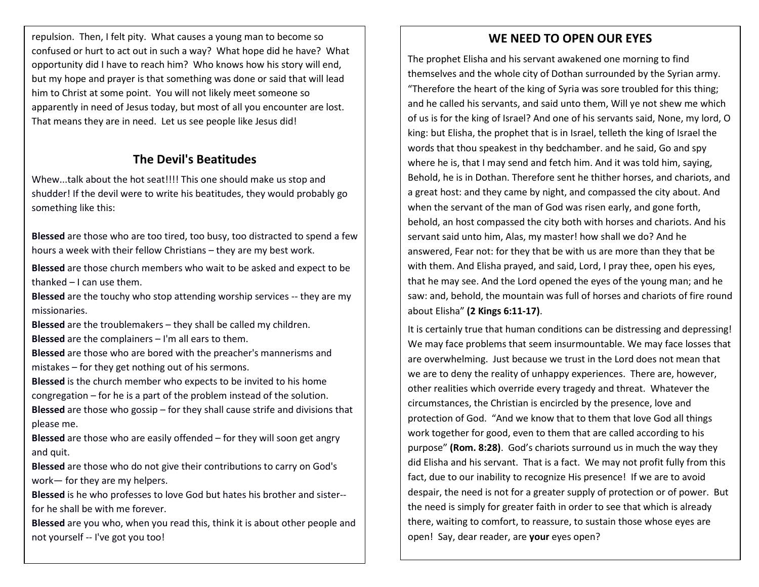repulsion. Then, I felt pity. What causes a young man to become so confused or hurt to act out in such a way? What hope did he have? What opportunity did I have to reach him? Who knows how his story will end, but my hope and prayer is that something was done or said that will lead him to Christ at some point. You will not likely meet someone so apparently in need of Jesus today, but most of all you encounter are lost. That means they are in need. Let us see people like Jesus did!

## The Devil's Beatitudes

Whew...talk about the hot seat!!!! This one should make us stop and shudder! If the devil were to write his beatitudes, they would probably go something like this:

**Blessed** are those who are too tired, too busy, too distracted to spend a few hours a week with their fellow Christians – they are my best work.

**Blessed** are those church members who wait to be asked and expect to be thanked – I can use them.
**Blessed** are the touchy who stop attending worship services -- they are my missionaries.
**Blessed** are the troublemakers – they shall be called my children.
**Blessed** are the complainers – I'm all ears to them.
**Blessed** are those who are bored with the preacher's mannerisms and mistakes – for they get nothing out of his sermons.
**Blessed** is the church member who expects to be invited to his home congregation – for he is a part of the problem instead of the solution.
**Blessed** are those who gossip – for they shall cause strife and divisions that please me.
**Blessed** are those who are easily offended – for they will soon get angry and quit.
**Blessed** are those who do not give their contributions to carry on God's work— for they are my helpers.
**Blessed** is he who professes to love God but hates his brother and sister-- for he shall be with me forever.
**Blessed** are you who, when you read this, think it is about other people and not yourself -- I've got you too!

## WE NEED TO OPEN OUR EYES

The prophet Elisha and his servant awakened one morning to find themselves and the whole city of Dothan surrounded by the Syrian army. "Therefore the heart of the king of Syria was sore troubled for this thing; and he called his servants, and said unto them, Will ye not shew me which of us is for the king of Israel? And one of his servants said, None, my lord, O king: but Elisha, the prophet that is in Israel, telleth the king of Israel the words that thou speakest in thy bedchamber. and he said, Go and spy where he is, that I may send and fetch him. And it was told him, saying, Behold, he is in Dothan. Therefore sent he thither horses, and chariots, and a great host: and they came by night, and compassed the city about. And when the servant of the man of God was risen early, and gone forth, behold, an host compassed the city both with horses and chariots. And his servant said unto him, Alas, my master! how shall we do? And he answered, Fear not: for they that be with us are more than they that be with them. And Elisha prayed, and said, Lord, I pray thee, open his eyes, that he may see. And the Lord opened the eyes of the young man; and he saw: and, behold, the mountain was full of horses and chariots of fire round about Elisha" **(2 Kings 6:11-17)**.

It is certainly true that human conditions can be distressing and depressing! We may face problems that seem insurmountable. We may face losses that are overwhelming. Just because we trust in the Lord does not mean that we are to deny the reality of unhappy experiences. There are, however, other realities which override every tragedy and threat. Whatever the circumstances, the Christian is encircled by the presence, love and protection of God. "And we know that to them that love God all things work together for good, even to them that are called according to his purpose" **(Rom. 8:28)**. God's chariots surround us in much the way they did Elisha and his servant. That is a fact. We may not profit fully from this fact, due to our inability to recognize His presence! If we are to avoid despair, the need is not for a greater supply of protection or of power. But the need is simply for greater faith in order to see that which is already there, waiting to comfort, to reassure, to sustain those whose eyes are open! Say, dear reader, are **your** eyes open?